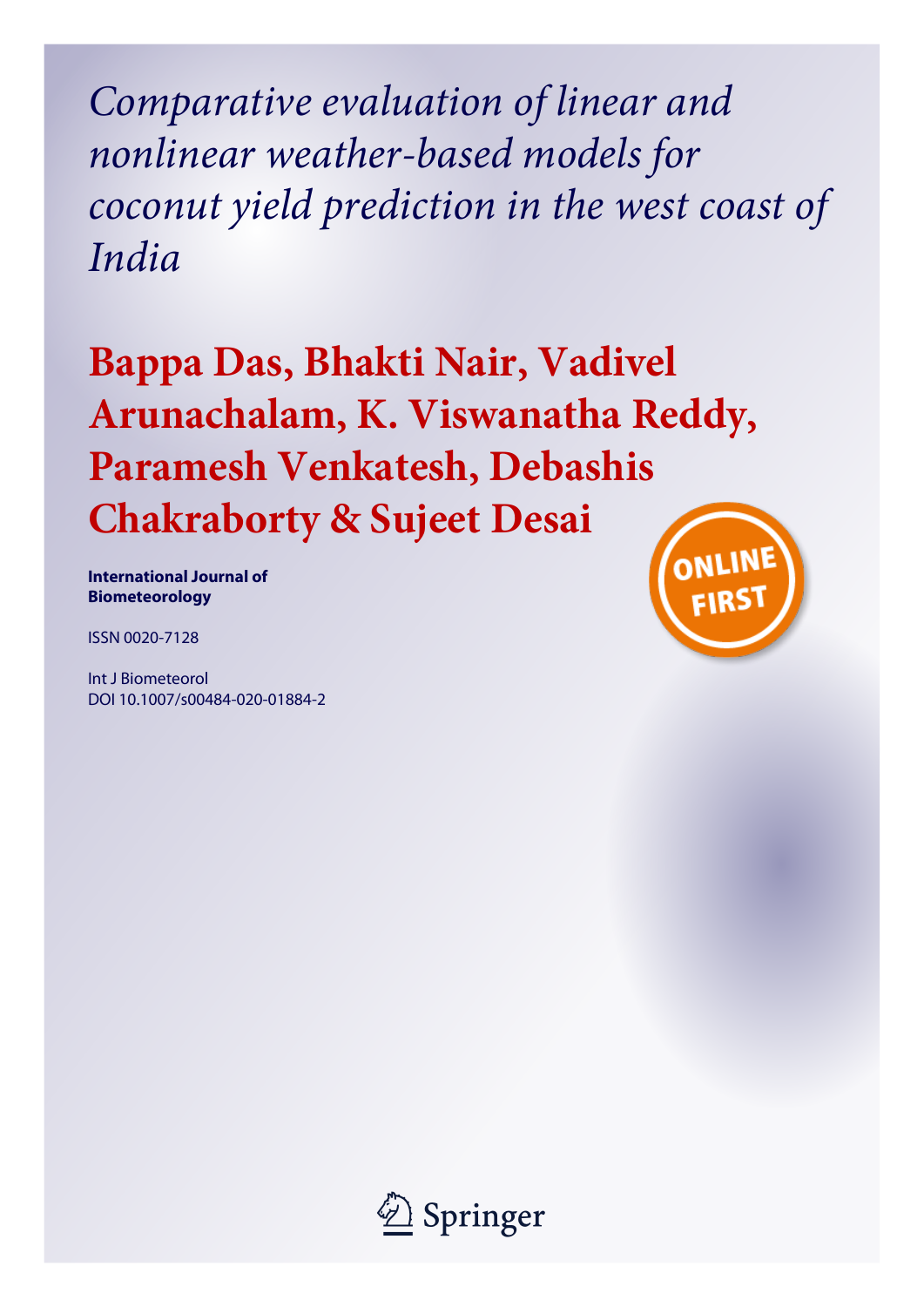# *Comparative evaluation of linear and nonlinear weather-based models for coconut yield prediction in the west coast of India*

## Bappa Das, Bhakti Nair, Vadivel Arunachalam, K. Viswanatha Reddy, Paramesh Venkatesh, Debashis Chakraborty & Sujeet Desai

**International Journal of Biometeorology**

ISSN 0020-7128

Int J Biometeorol
DOI 10.1007/s00484-020-01884-2

ONLINE FIRST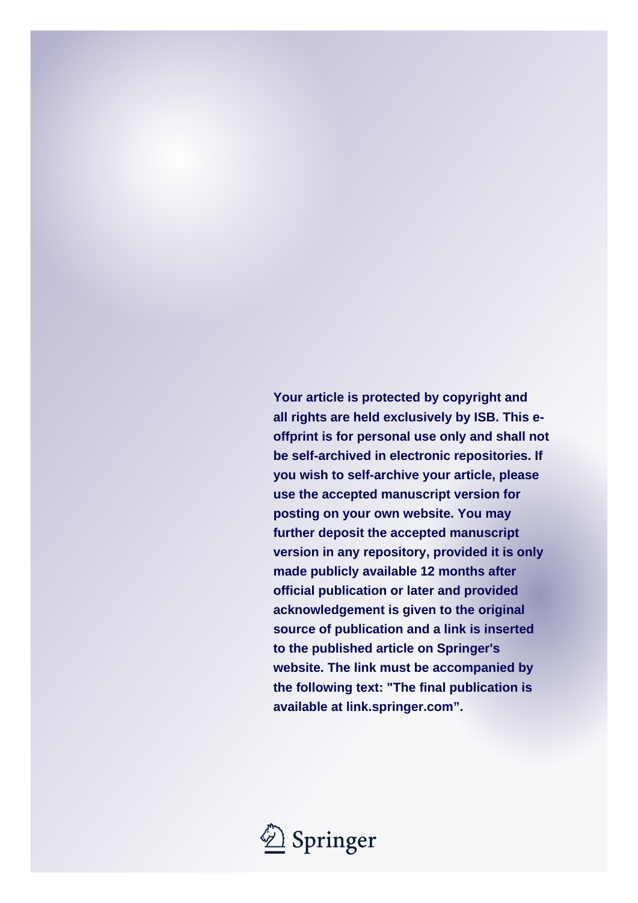**Your article is protected by copyright and all rights are held exclusively by ISB. This e-offprint is for personal use only and shall not be self-archived in electronic repositories. If you wish to self-archive your article, please use the accepted manuscript version for posting on your own website. You may further deposit the accepted manuscript version in any repository, provided it is only made publicly available 12 months after official publication or later and provided acknowledgement is given to the original source of publication and a link is inserted to the published article on Springer's website. The link must be accompanied by the following text: "The final publication is available at link.springer.com".**

Springer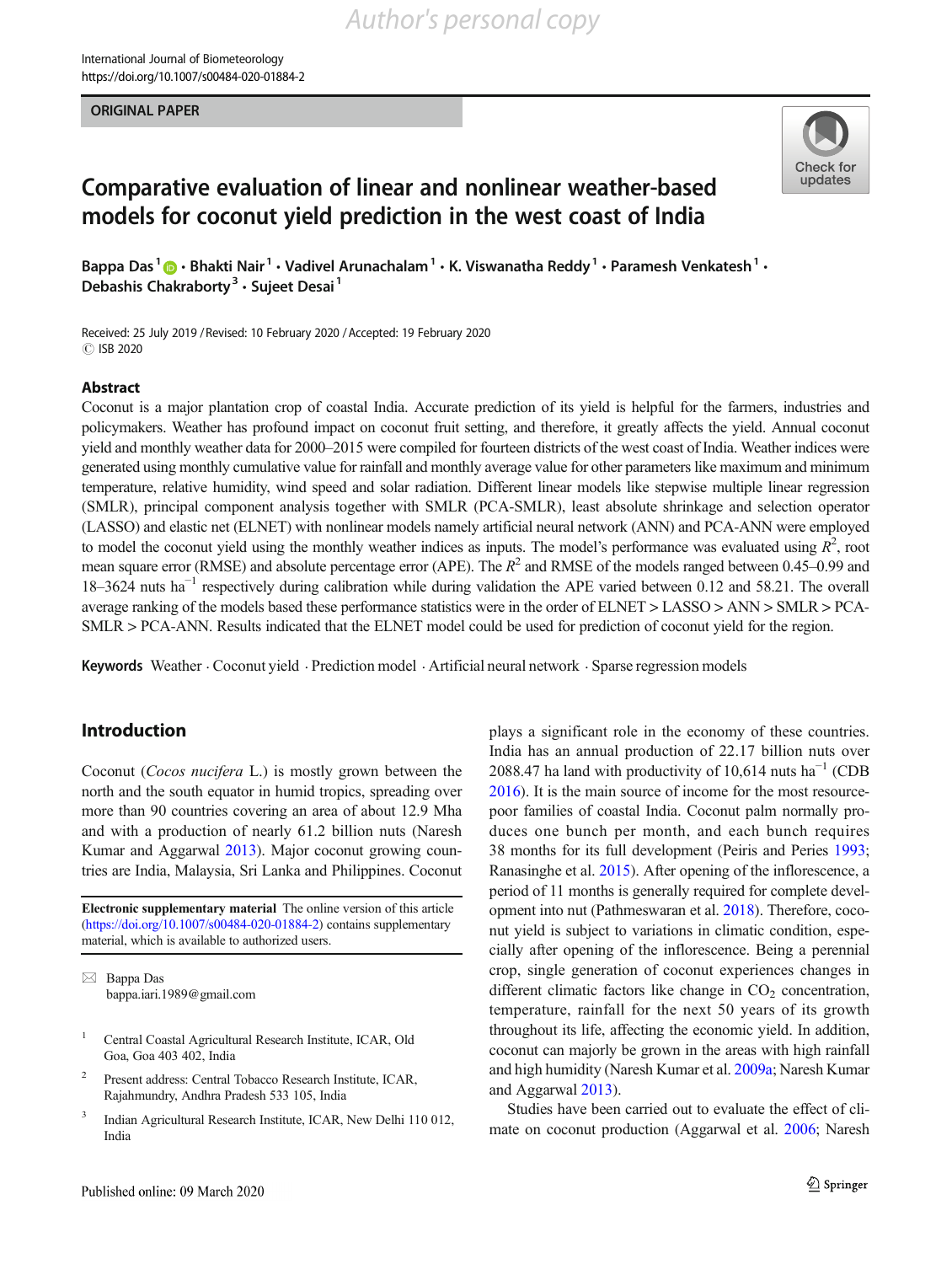# Comparative evaluation of linear and nonlinear weather-based models for coconut yield prediction in the west coast of India

**Bappa Das**[1] · **Bhakti Nair**[1] · **Vadivel Arunachalam**[1] · **K. Viswanatha Reddy**[1] · **Paramesh Venkatesh**[1] · **Debashis Chakraborty**[3] · **Sujeet Desai**[1]

Received: 25 July 2019 / Revised: 10 February 2020 / Accepted: 19 February 2020
© ISB 2020

## Abstract

Coconut is a major plantation crop of coastal India. Accurate prediction of its yield is helpful for the farmers, industries and policymakers. Weather has profound impact on coconut fruit setting, and therefore, it greatly affects the yield. Annual coconut yield and monthly weather data for 2000–2015 were compiled for fourteen districts of the west coast of India. Weather indices were generated using monthly cumulative value for rainfall and monthly average value for other parameters like maximum and minimum temperature, relative humidity, wind speed and solar radiation. Different linear models like stepwise multiple linear regression (SMLR), principal component analysis together with SMLR (PCA-SMLR), least absolute shrinkage and selection operator (LASSO) and elastic net (ELNET) with nonlinear models namely artificial neural network (ANN) and PCA-ANN were employed to model the coconut yield using the monthly weather indices as inputs. The model's performance was evaluated using $R^2$, root mean square error (RMSE) and absolute percentage error (APE). The $R^2$ and RMSE of the models ranged between 0.45–0.99 and 18–3624 nuts $ha^{-1}$ respectively during calibration while during validation the APE varied between 0.12 and 58.21. The overall average ranking of the models based these performance statistics were in the order of ELNET > LASSO > ANN > SMLR > PCA-SMLR > PCA-ANN. Results indicated that the ELNET model could be used for prediction of coconut yield for the region.

**Keywords** Weather · Coconut yield · Prediction model · Artificial neural network · Sparse regression models

## Introduction

Coconut (*Cocos nucifera* L.) is mostly grown between the north and the south equator in humid tropics, spreading over more than 90 countries covering an area of about 12.9 Mha and with a production of nearly 61.2 billion nuts (Naresh Kumar and Aggarwal 2013). Major coconut growing countries are India, Malaysia, Sri Lanka and Philippines. Coconut plays a significant role in the economy of these countries. India has an annual production of 22.17 billion nuts over 2088.47 ha land with productivity of 10,614 nuts $ha^{-1}$ (CDB 2016). It is the main source of income for the most resource-poor families of coastal India. Coconut palm normally produces one bunch per month, and each bunch requires 38 months for its full development (Peiris and Peries 1993; Ranasinghe et al. 2015). After opening of the inflorescence, a period of 11 months is generally required for complete development into nut (Pathmeswaran et al. 2018). Therefore, coconut yield is subject to variations in climatic condition, especially after opening of the inflorescence. Being a perennial crop, single generation of coconut experiences changes in different climatic factors like change in $CO_2$ concentration, temperature, rainfall for the next 50 years of its growth throughout its life, affecting the economic yield. In addition, coconut can majorly be grown in the areas with high rainfall and high humidity (Naresh Kumar et al. 2009a; Naresh Kumar and Aggarwal 2013).

Studies have been carried out to evaluate the effect of climate on coconut production (Aggarwal et al. 2006; Naresh

---

**Electronic supplementary material** The online version of this article (https://doi.org/10.1007/s00484-020-01884-2) contains supplementary material, which is available to authorized users.

✉ Bappa Das
bappa.iari.1989@gmail.com

[1] Central Coastal Agricultural Research Institute, ICAR, Old Goa, Goa 403 402, India

[2] Present address: Central Tobacco Research Institute, ICAR, Rajahmundry, Andhra Pradesh 533 105, India

[3] Indian Agricultural Research Institute, ICAR, New Delhi 110 012, India

Published online: 09 March 2020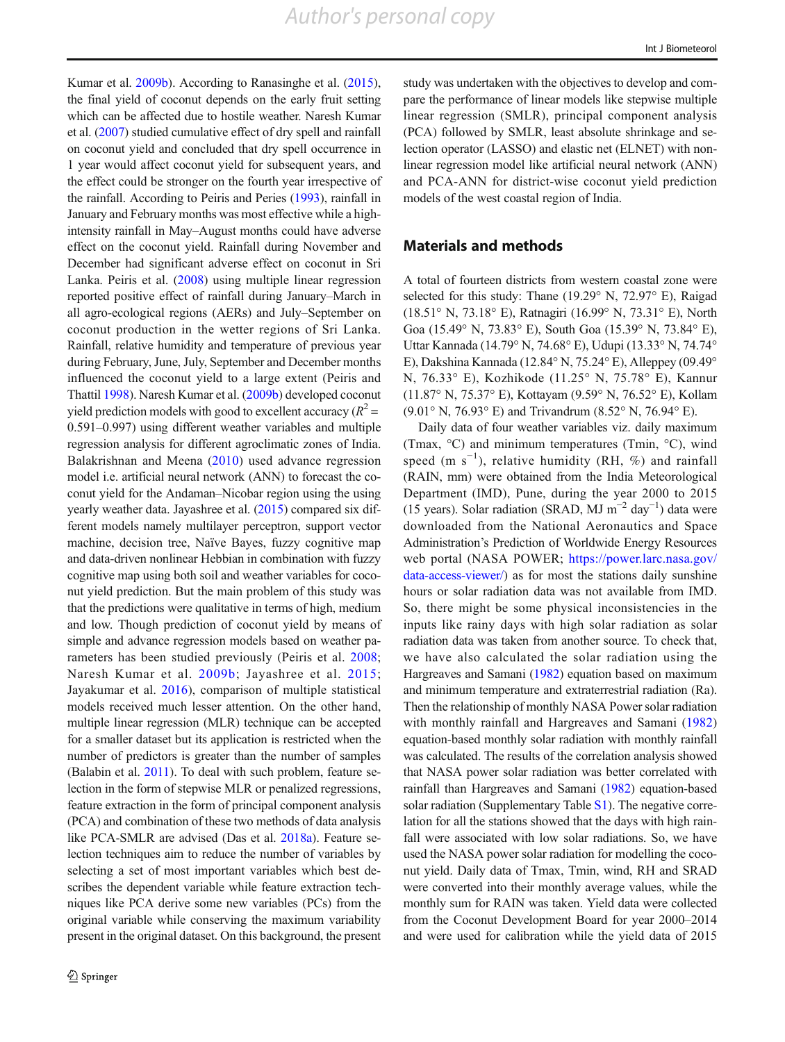Kumar et al. 2009b). According to Ranasinghe et al. (2015), the final yield of coconut depends on the early fruit setting which can be affected due to hostile weather. Naresh Kumar et al. (2007) studied cumulative effect of dry spell and rainfall on coconut yield and concluded that dry spell occurrence in 1 year would affect coconut yield for subsequent years, and the effect could be stronger on the fourth year irrespective of the rainfall. According to Peiris and Peries (1993), rainfall in January and February months was most effective while a high-intensity rainfall in May–August months could have adverse effect on the coconut yield. Rainfall during November and December had significant adverse effect on coconut in Sri Lanka. Peiris et al. (2008) using multiple linear regression reported positive effect of rainfall during January–March in all agro-ecological regions (AERs) and July–September on coconut production in the wetter regions of Sri Lanka. Rainfall, relative humidity and temperature of previous year during February, June, July, September and December months influenced the coconut yield to a large extent (Peiris and Thattil 1998). Naresh Kumar et al. (2009b) developed coconut yield prediction models with good to excellent accuracy ($R^2$ = 0.591–0.997) using different weather variables and multiple regression analysis for different agroclimatic zones of India. Balakrishnan and Meena (2010) used advance regression model i.e. artificial neural network (ANN) to forecast the coconut yield for the Andaman–Nicobar region using the using yearly weather data. Jayashree et al. (2015) compared six different models namely multilayer perceptron, support vector machine, decision tree, Naïve Bayes, fuzzy cognitive map and data-driven nonlinear Hebbian in combination with fuzzy cognitive map using both soil and weather variables for coconut yield prediction. But the main problem of this study was that the predictions were qualitative in terms of high, medium and low. Though prediction of coconut yield by means of simple and advance regression models based on weather parameters has been studied previously (Peiris et al. 2008; Naresh Kumar et al. 2009b; Jayashree et al. 2015; Jayakumar et al. 2016), comparison of multiple statistical models received much lesser attention. On the other hand, multiple linear regression (MLR) technique can be accepted for a smaller dataset but its application is restricted when the number of predictors is greater than the number of samples (Balabin et al. 2011). To deal with such problem, feature selection in the form of stepwise MLR or penalized regressions, feature extraction in the form of principal component analysis (PCA) and combination of these two methods of data analysis like PCA-SMLR are advised (Das et al. 2018a). Feature selection techniques aim to reduce the number of variables by selecting a set of most important variables which best describes the dependent variable while feature extraction techniques like PCA derive some new variables (PCs) from the original variable while conserving the maximum variability present in the original dataset. On this background, the present study was undertaken with the objectives to develop and compare the performance of linear models like stepwise multiple linear regression (SMLR), principal component analysis (PCA) followed by SMLR, least absolute shrinkage and selection operator (LASSO) and elastic net (ELNET) with non-linear regression model like artificial neural network (ANN) and PCA-ANN for district-wise coconut yield prediction models of the west coastal region of India.

## Materials and methods

A total of fourteen districts from western coastal zone were selected for this study: Thane (19.29° N, 72.97° E), Raigad (18.51° N, 73.18° E), Ratnagiri (16.99° N, 73.31° E), North Goa (15.49° N, 73.83° E), South Goa (15.39° N, 73.84° E), Uttar Kannada (14.79° N, 74.68° E), Udupi (13.33° N, 74.74° E), Dakshina Kannada (12.84° N, 75.24° E), Alleppey (09.49° N, 76.33° E), Kozhikode (11.25° N, 75.78° E), Kannur (11.87° N, 75.37° E), Kottayam (9.59° N, 76.52° E), Kollam (9.01° N, 76.93° E) and Trivandrum (8.52° N, 76.94° E).

Daily data of four weather variables viz. daily maximum (Tmax, °C) and minimum temperatures (Tmin, °C), wind speed (m $s^{-1}$), relative humidity (RH, %) and rainfall (RAIN, mm) were obtained from the India Meteorological Department (IMD), Pune, during the year 2000 to 2015 (15 years). Solar radiation (SRAD, MJ $m^{-2}$ $day^{-1}$) data were downloaded from the National Aeronautics and Space Administration's Prediction of Worldwide Energy Resources web portal (NASA POWER; https://power.larc.nasa.gov/data-access-viewer/) as for most the stations daily sunshine hours or solar radiation data was not available from IMD. So, there might be some physical inconsistencies in the inputs like rainy days with high solar radiation as solar radiation data was taken from another source. To check that, we have also calculated the solar radiation using the Hargreaves and Samani (1982) equation based on maximum and minimum temperature and extraterrestrial radiation (Ra). Then the relationship of monthly NASA Power solar radiation with monthly rainfall and Hargreaves and Samani (1982) equation-based monthly solar radiation with monthly rainfall was calculated. The results of the correlation analysis showed that NASA power solar radiation was better correlated with rainfall than Hargreaves and Samani (1982) equation-based solar radiation (Supplementary Table S1). The negative correlation for all the stations showed that the days with high rainfall were associated with low solar radiations. So, we have used the NASA power solar radiation for modelling the coconut yield. Daily data of Tmax, Tmin, wind, RH and SRAD were converted into their monthly average values, while the monthly sum for RAIN was taken. Yield data were collected from the Coconut Development Board for year 2000–2014 and were used for calibration while the yield data of 2015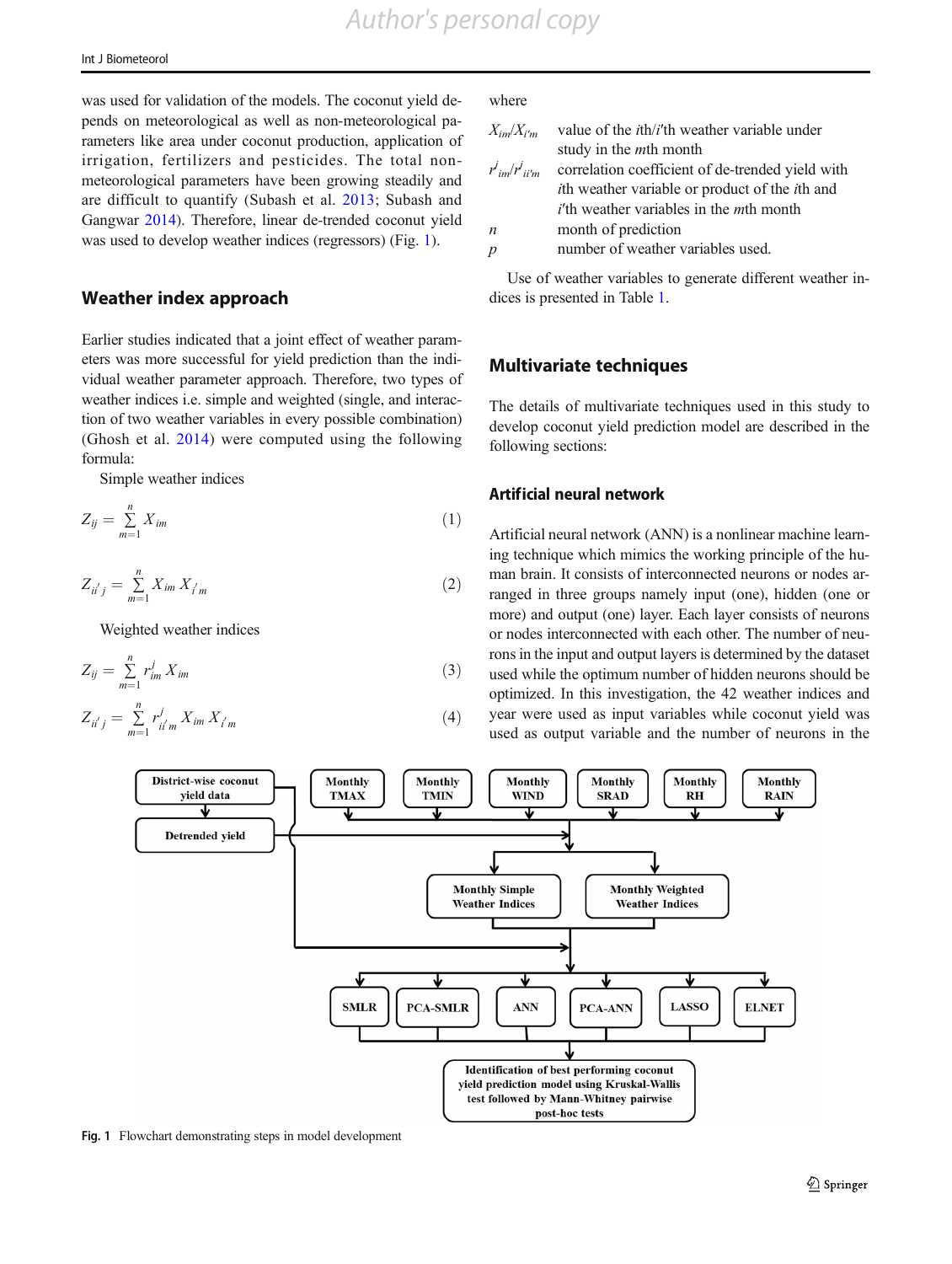was used for validation of the models. The coconut yield depends on meteorological as well as non-meteorological parameters like area under coconut production, application of irrigation, fertilizers and pesticides. The total non-meteorological parameters have been growing steadily and are difficult to quantify (Subash et al. 2013; Subash and Gangwar 2014). Therefore, linear de-trended coconut yield was used to develop weather indices (regressors) (Fig. 1).

## Weather index approach

Earlier studies indicated that a joint effect of weather parameters was more successful for yield prediction than the individual weather parameter approach. Therefore, two types of weather indices i.e. simple and weighted (single, and interaction of two weather variables in every possible combination) (Ghosh et al. 2014) were computed using the following formula:

Simple weather indices

$$Z_{ij} = \sum_{m=1}^{n} X_{im} \quad (1)$$

$$Z_{ii'j} = \sum_{m=1}^{n} X_{im} X_{i'm} \quad (2)$$

Weighted weather indices

$$Z_{ij} = \sum_{m=1}^{n} r_{im}^{j} X_{im} \quad (3)$$

$$Z_{ii'j} = \sum_{m=1}^{n} r_{ii'm}^{j} X_{im} X_{i'm} \quad (4)$$

where

- $X_{im}/X_{i'm}$ value of the $i$th/$i'$th weather variable under study in the $m$th month
- $r^{j}_{im}/r^{j}_{ii'm}$ correlation coefficient of de-trended yield with $i$th weather variable or product of the $i$th and $i'$th weather variables in the $m$th month
- $n$ month of prediction
- $p$ number of weather variables used.

Use of weather variables to generate different weather indices is presented in Table 1.

## Multivariate techniques

The details of multivariate techniques used in this study to develop coconut yield prediction model are described in the following sections:

### Artificial neural network

Artificial neural network (ANN) is a nonlinear machine learning technique which mimics the working principle of the human brain. It consists of interconnected neurons or nodes arranged in three groups namely input (one), hidden (one or more) and output (one) layer. Each layer consists of neurons or nodes interconnected with each other. The number of neurons in the input and output layers is determined by the dataset used while the optimum number of hidden neurons should be optimized. In this investigation, the 42 weather indices and year were used as input variables while coconut yield was used as output variable and the number of neurons in the

Fig. 1 Flowchart demonstrating steps in model development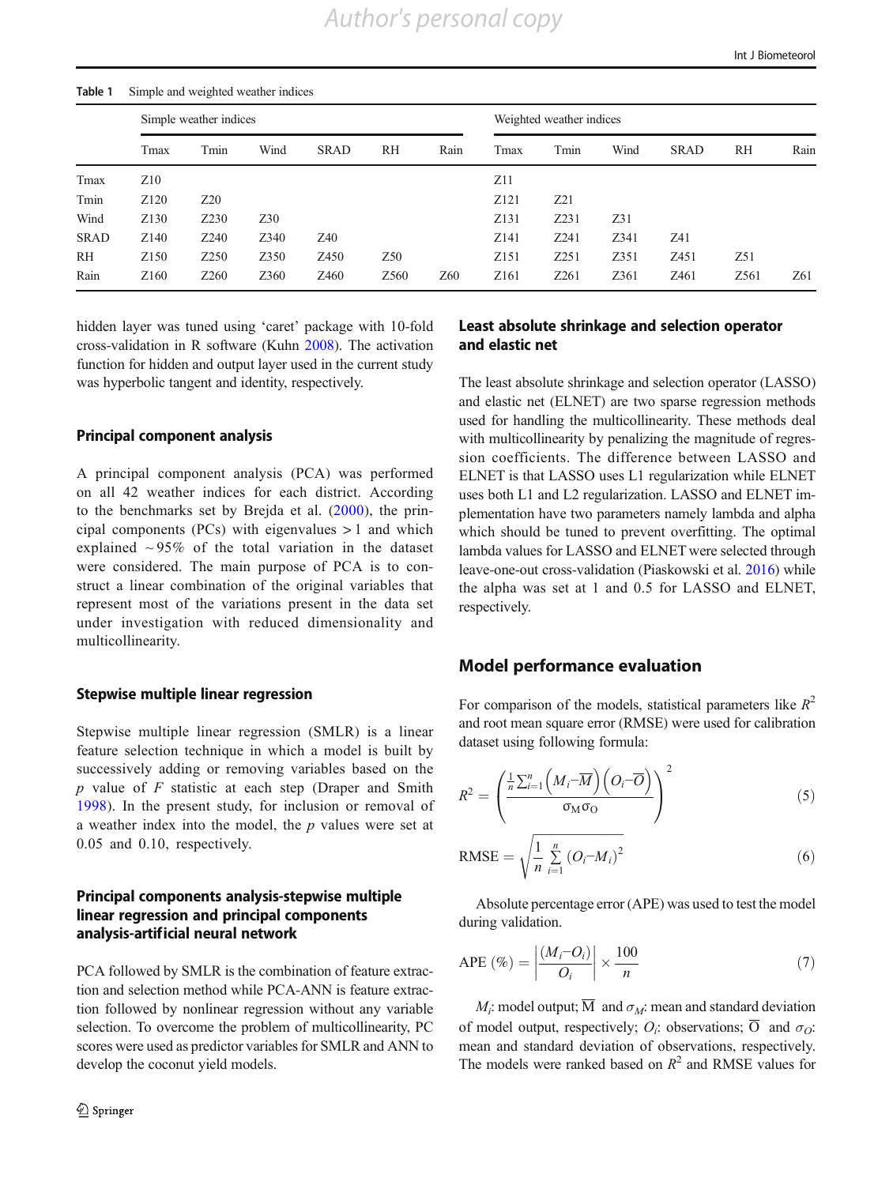Table 1 Simple and weighted weather indices

| | Simple weather indices | | | | | | Weighted weather indices | | | | | |
|---|---|---|---|---|---|---|---|---|---|---|---|---|
| | Tmax | Tmin | Wind | SRAD | RH | Rain | Tmax | Tmin | Wind | SRAD | RH | Rain |
| Tmax | Z10 | | | | | | Z11 | | | | | |
| Tmin | Z120 | Z20 | | | | | Z121 | Z21 | | | | |
| Wind | Z130 | Z230 | Z30 | | | | Z131 | Z231 | Z31 | | | |
| SRAD | Z140 | Z240 | Z340 | Z40 | | | Z141 | Z241 | Z341 | Z41 | | |
| RH | Z150 | Z250 | Z350 | Z450 | Z50 | | Z151 | Z251 | Z351 | Z451 | Z51 | |
| Rain | Z160 | Z260 | Z360 | Z460 | Z560 | Z60 | Z161 | Z261 | Z361 | Z461 | Z561 | Z61 |

hidden layer was tuned using 'caret' package with 10-fold cross-validation in R software (Kuhn 2008). The activation function for hidden and output layer used in the current study was hyperbolic tangent and identity, respectively.

### Principal component analysis

A principal component analysis (PCA) was performed on all 42 weather indices for each district. According to the benchmarks set by Brejda et al. (2000), the principal components (PCs) with eigenvalues > 1 and which explained ~95% of the total variation in the dataset were considered. The main purpose of PCA is to construct a linear combination of the original variables that represent most of the variations present in the data set under investigation with reduced dimensionality and multicollinearity.

### Stepwise multiple linear regression

Stepwise multiple linear regression (SMLR) is a linear feature selection technique in which a model is built by successively adding or removing variables based on the *p* value of *F* statistic at each step (Draper and Smith 1998). In the present study, for inclusion or removal of a weather index into the model, the *p* values were set at 0.05 and 0.10, respectively.

### Principal components analysis-stepwise multiple linear regression and principal components analysis-artificial neural network

PCA followed by SMLR is the combination of feature extraction and selection method while PCA-ANN is feature extraction followed by nonlinear regression without any variable selection. To overcome the problem of multicollinearity, PC scores were used as predictor variables for SMLR and ANN to develop the coconut yield models.

### Least absolute shrinkage and selection operator and elastic net

The least absolute shrinkage and selection operator (LASSO) and elastic net (ELNET) are two sparse regression methods used for handling the multicollinearity. These methods deal with multicollinearity by penalizing the magnitude of regression coefficients. The difference between LASSO and ELNET is that LASSO uses L1 regularization while ELNET uses both L1 and L2 regularization. LASSO and ELNET implementation have two parameters namely lambda and alpha which should be tuned to prevent overfitting. The optimal lambda values for LASSO and ELNET were selected through leave-one-out cross-validation (Piaskowski et al. 2016) while the alpha was set at 1 and 0.5 for LASSO and ELNET, respectively.

## Model performance evaluation

For comparison of the models, statistical parameters like $R^2$ and root mean square error (RMSE) were used for calibration dataset using following formula:

$$R^2 = \left( \frac{\frac{1}{n}\sum_{i=1}^{n}\left(M_i - \overline{M}\right)\left(O_i - \overline{O}\right)}{\sigma_M \sigma_O} \right)^2 \tag{5}$$

$$\text{RMSE} = \sqrt{\frac{1}{n}\sum_{i=1}^{n}\left(O_i - M_i\right)^2} \tag{6}$$

Absolute percentage error (APE) was used to test the model during validation.

$$\text{APE}\ (\%) = \left| \frac{(M_i - O_i)}{O_i} \right| \times \frac{100}{n} \tag{7}$$

$M_i$: model output; $\overline{M}$ and $\sigma_M$: mean and standard deviation of model output, respectively; $O_i$: observations; $\overline{O}$ and $\sigma_O$: mean and standard deviation of observations, respectively. The models were ranked based on $R^2$ and RMSE values for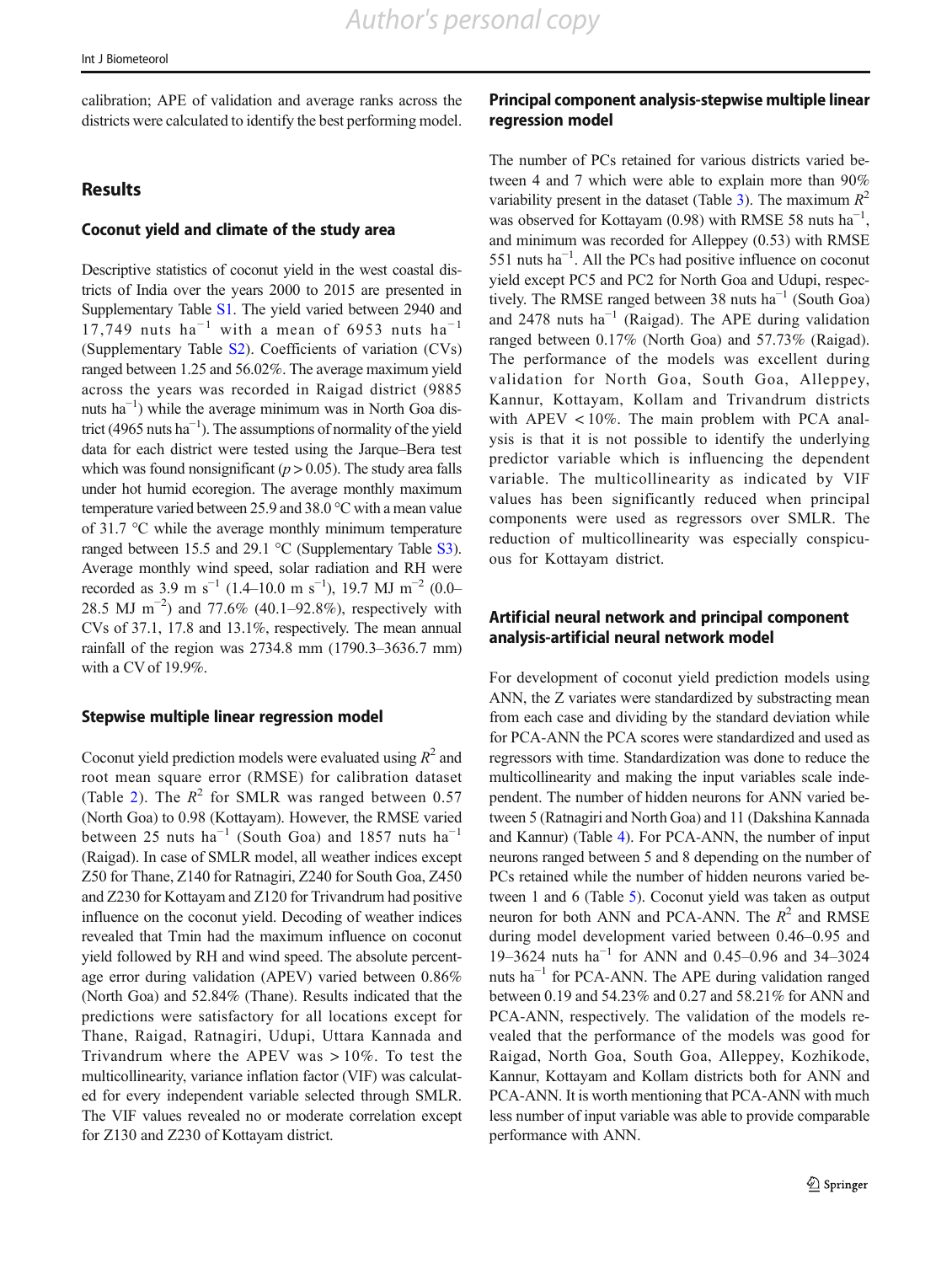calibration; APE of validation and average ranks across the districts were calculated to identify the best performing model.

## Results

### Coconut yield and climate of the study area

Descriptive statistics of coconut yield in the west coastal districts of India over the years 2000 to 2015 are presented in Supplementary Table S1. The yield varied between 2940 and 17,749 nuts $ha^{-1}$ with a mean of 6953 nuts $ha^{-1}$ (Supplementary Table S2). Coefficients of variation (CVs) ranged between 1.25 and 56.02%. The average maximum yield across the years was recorded in Raigad district (9885 nuts $ha^{-1}$) while the average minimum was in North Goa district (4965 nuts $ha^{-1}$). The assumptions of normality of the yield data for each district were tested using the Jarque–Bera test which was found nonsignificant ($p > 0.05$). The study area falls under hot humid ecoregion. The average monthly maximum temperature varied between 25.9 and 38.0 °C with a mean value of 31.7 °C while the average monthly minimum temperature ranged between 15.5 and 29.1 °C (Supplementary Table S3). Average monthly wind speed, solar radiation and RH were recorded as 3.9 m $s^{-1}$ (1.4–10.0 m $s^{-1}$), 19.7 MJ $m^{-2}$ (0.0–28.5 MJ $m^{-2}$) and 77.6% (40.1–92.8%), respectively with CVs of 37.1, 17.8 and 13.1%, respectively. The mean annual rainfall of the region was 2734.8 mm (1790.3–3636.7 mm) with a CV of 19.9%.

### Stepwise multiple linear regression model

Coconut yield prediction models were evaluated using $R^2$ and root mean square error (RMSE) for calibration dataset (Table 2). The $R^2$ for SMLR was ranged between 0.57 (North Goa) to 0.98 (Kottayam). However, the RMSE varied between 25 nuts $ha^{-1}$ (South Goa) and 1857 nuts $ha^{-1}$ (Raigad). In case of SMLR model, all weather indices except Z50 for Thane, Z140 for Ratnagiri, Z240 for South Goa, Z450 and Z230 for Kottayam and Z120 for Trivandrum had positive influence on the coconut yield. Decoding of weather indices revealed that Tmin had the maximum influence on coconut yield followed by RH and wind speed. The absolute percentage error during validation (APEV) varied between 0.86% (North Goa) and 52.84% (Thane). Results indicated that the predictions were satisfactory for all locations except for Thane, Raigad, Ratnagiri, Udupi, Uttara Kannada and Trivandrum where the APEV was > 10%. To test the multicollinearity, variance inflation factor (VIF) was calculated for every independent variable selected through SMLR. The VIF values revealed no or moderate correlation except for Z130 and Z230 of Kottayam district.

### Principal component analysis-stepwise multiple linear regression model

The number of PCs retained for various districts varied between 4 and 7 which were able to explain more than 90% variability present in the dataset (Table 3). The maximum $R^2$ was observed for Kottayam (0.98) with RMSE 58 nuts $ha^{-1}$, and minimum was recorded for Alleppey (0.53) with RMSE 551 nuts $ha^{-1}$. All the PCs had positive influence on coconut yield except PC5 and PC2 for North Goa and Udupi, respectively. The RMSE ranged between 38 nuts $ha^{-1}$ (South Goa) and 2478 nuts $ha^{-1}$ (Raigad). The APE during validation ranged between 0.17% (North Goa) and 57.73% (Raigad). The performance of the models was excellent during validation for North Goa, South Goa, Alleppey, Kannur, Kottayam, Kollam and Trivandrum districts with APEV < 10%. The main problem with PCA analysis is that it is not possible to identify the underlying predictor variable which is influencing the dependent variable. The multicollinearity as indicated by VIF values has been significantly reduced when principal components were used as regressors over SMLR. The reduction of multicollinearity was especially conspicuous for Kottayam district.

### Artificial neural network and principal component analysis-artificial neural network model

For development of coconut yield prediction models using ANN, the Z variates were standardized by substracting mean from each case and dividing by the standard deviation while for PCA-ANN the PCA scores were standardized and used as regressors with time. Standardization was done to reduce the multicollinearity and making the input variables scale independent. The number of hidden neurons for ANN varied between 5 (Ratnagiri and North Goa) and 11 (Dakshina Kannada and Kannur) (Table 4). For PCA-ANN, the number of input neurons ranged between 5 and 8 depending on the number of PCs retained while the number of hidden neurons varied between 1 and 6 (Table 5). Coconut yield was taken as output neuron for both ANN and PCA-ANN. The $R^2$ and RMSE during model development varied between 0.46–0.95 and 19–3624 nuts $ha^{-1}$ for ANN and 0.45–0.96 and 34–3024 nuts $ha^{-1}$ for PCA-ANN. The APE during validation ranged between 0.19 and 54.23% and 0.27 and 58.21% for ANN and PCA-ANN, respectively. The validation of the models revealed that the performance of the models was good for Raigad, North Goa, South Goa, Alleppey, Kozhikode, Kannur, Kottayam and Kollam districts both for ANN and PCA-ANN. It is worth mentioning that PCA-ANN with much less number of input variable was able to provide comparable performance with ANN.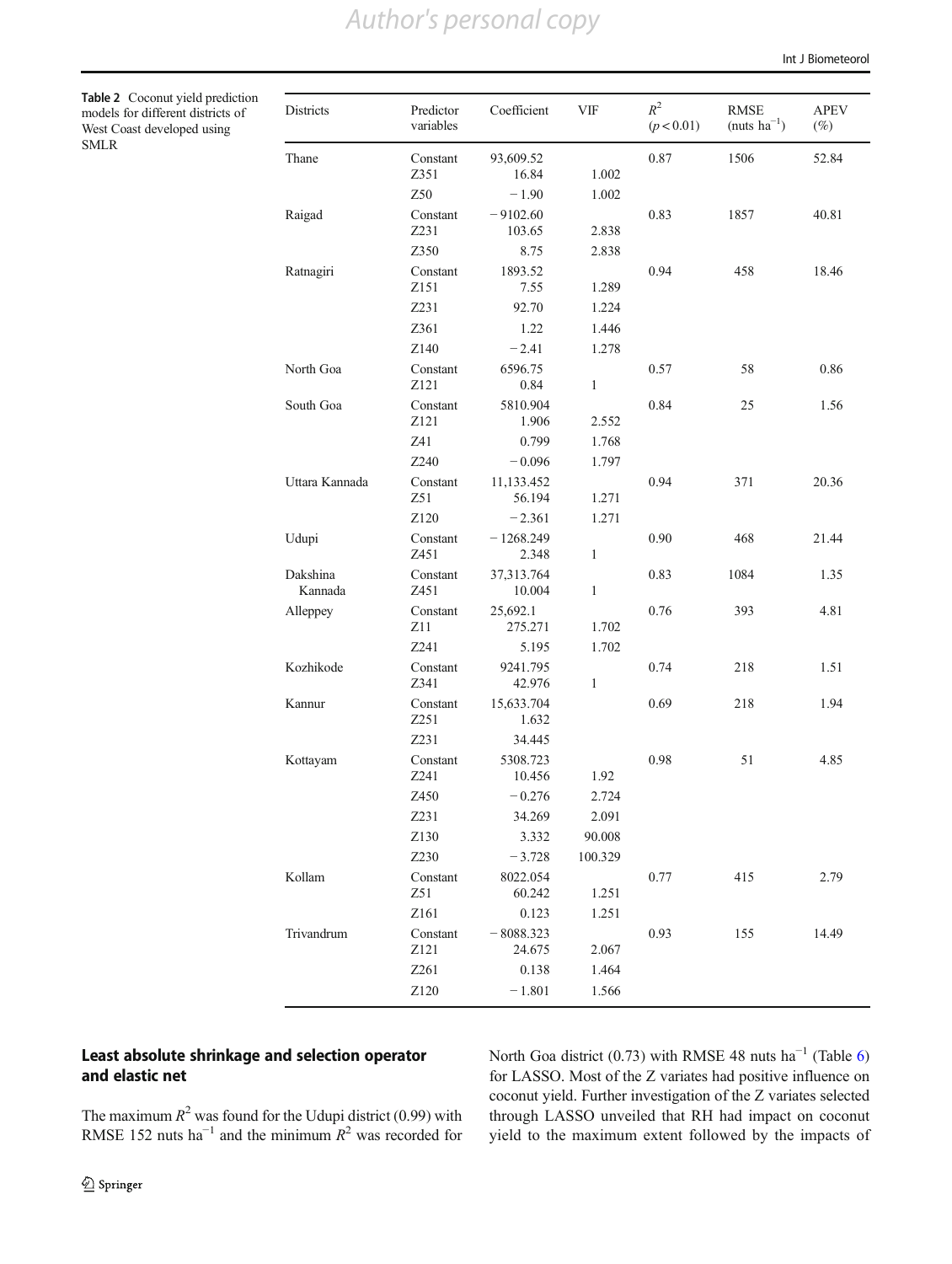**Table 2** Coconut yield prediction models for different districts of West Coast developed using SMLR

| Districts | Predictor variables | Coefficient | VIF | $R^2$ ($p < 0.01$) | RMSE (nuts ha$^{-1}$) | APEV (%) |
|---|---|---|---|---|---|---|
| Thane | Constant | 93,609.52 | | 0.87 | 1506 | 52.84 |
| | Z351 | 16.84 | 1.002 | | | |
| | Z50 | − 1.90 | 1.002 | | | |
| Raigad | Constant | − 9102.60 | | 0.83 | 1857 | 40.81 |
| | Z231 | 103.65 | 2.838 | | | |
| | Z350 | 8.75 | 2.838 | | | |
| Ratnagiri | Constant | 1893.52 | | 0.94 | 458 | 18.46 |
| | Z151 | 7.55 | 1.289 | | | |
| | Z231 | 92.70 | 1.224 | | | |
| | Z361 | 1.22 | 1.446 | | | |
| | Z140 | − 2.41 | 1.278 | | | |
| North Goa | Constant | 6596.75 | | 0.57 | 58 | 0.86 |
| | Z121 | 0.84 | 1 | | | |
| South Goa | Constant | 5810.904 | | 0.84 | 25 | 1.56 |
| | Z121 | 1.906 | 2.552 | | | |
| | Z41 | 0.799 | 1.768 | | | |
| | Z240 | − 0.096 | 1.797 | | | |
| Uttara Kannada | Constant | 11,133.452 | | 0.94 | 371 | 20.36 |
| | Z51 | 56.194 | 1.271 | | | |
| | Z120 | − 2.361 | 1.271 | | | |
| Udupi | Constant | − 1268.249 | | 0.90 | 468 | 21.44 |
| | Z451 | 2.348 | 1 | | | |
| Dakshina Kannada | Constant | 37,313.764 | | 0.83 | 1084 | 1.35 |
| | Z451 | 10.004 | 1 | | | |
| Alleppey | Constant | 25,692.1 | | 0.76 | 393 | 4.81 |
| | Z11 | 275.271 | 1.702 | | | |
| | Z241 | 5.195 | 1.702 | | | |
| Kozhikode | Constant | 9241.795 | | 0.74 | 218 | 1.51 |
| | Z341 | 42.976 | 1 | | | |
| Kannur | Constant | 15,633.704 | | 0.69 | 218 | 1.94 |
| | Z251 | 1.632 | | | | |
| | Z231 | 34.445 | | | | |
| Kottayam | Constant | 5308.723 | | 0.98 | 51 | 4.85 |
| | Z241 | 10.456 | 1.92 | | | |
| | Z450 | − 0.276 | 2.724 | | | |
| | Z231 | 34.269 | 2.091 | | | |
| | Z130 | 3.332 | 90.008 | | | |
| | Z230 | − 3.728 | 100.329 | | | |
| Kollam | Constant | 8022.054 | | 0.77 | 415 | 2.79 |
| | Z51 | 60.242 | 1.251 | | | |
| | Z161 | 0.123 | 1.251 | | | |
| Trivandrum | Constant | − 8088.323 | | 0.93 | 155 | 14.49 |
| | Z121 | 24.675 | 2.067 | | | |
| | Z261 | 0.138 | 1.464 | | | |
| | Z120 | − 1.801 | 1.566 | | | |

## Least absolute shrinkage and selection operator and elastic net

The maximum $R^2$ was found for the Udupi district (0.99) with RMSE 152 nuts ha$^{-1}$ and the minimum $R^2$ was recorded for North Goa district (0.73) with RMSE 48 nuts ha$^{-1}$ (Table 6) for LASSO. Most of the Z variates had positive influence on coconut yield. Further investigation of the Z variates selected through LASSO unveiled that RH had impact on coconut yield to the maximum extent followed by the impacts of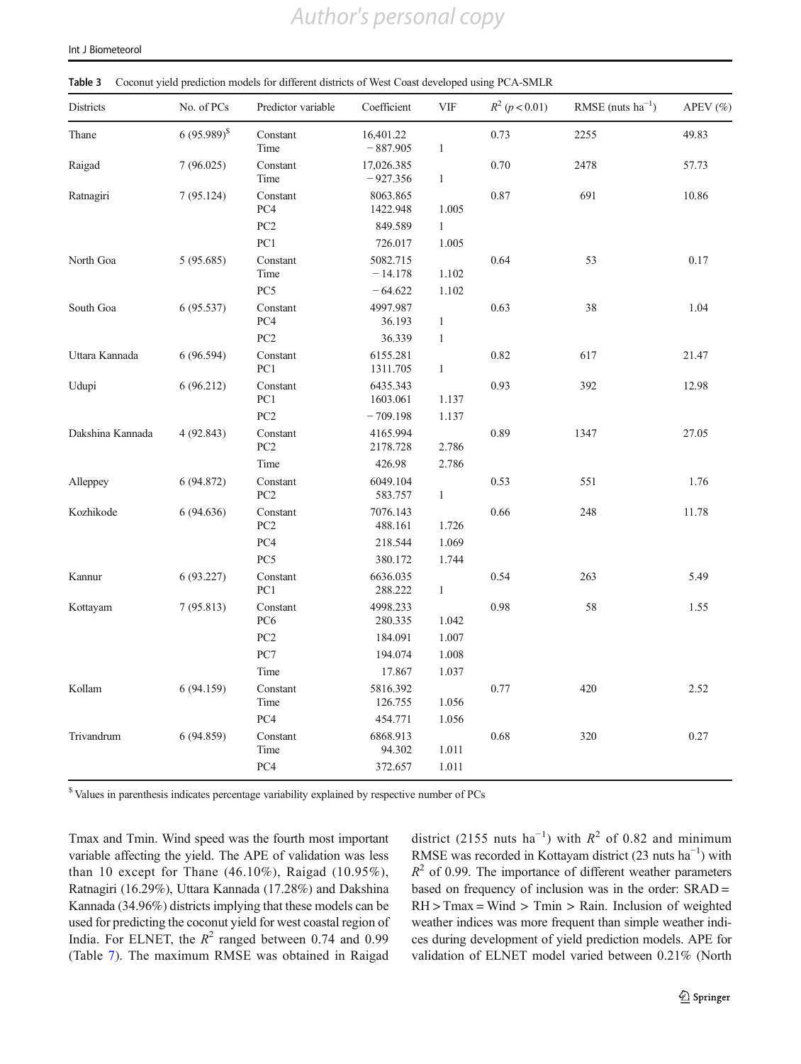**Table 3** Coconut yield prediction models for different districts of West Coast developed using PCA-SMLR

| Districts | No. of PCs | Predictor variable | Coefficient | VIF | $R^2$ ($p < 0.01$) | RMSE (nuts $ha^{-1}$) | APEV (%) |
|---|---|---|---|---|---|---|---|
| Thane | 6 (95.989)[$] | Constant | 16,401.22 | | 0.73 | 2255 | 49.83 |
| | | Time | − 887.905 | 1 | | | |
| Raigad | 7 (96.025) | Constant | 17,026.385 | | 0.70 | 2478 | 57.73 |
| | | Time | − 927.356 | 1 | | | |
| Ratnagiri | 7 (95.124) | Constant | 8063.865 | | 0.87 | 691 | 10.86 |
| | | PC4 | 1422.948 | 1.005 | | | |
| | | PC2 | 849.589 | 1 | | | |
| | | PC1 | 726.017 | 1.005 | | | |
| North Goa | 5 (95.685) | Constant | 5082.715 | | 0.64 | 53 | 0.17 |
| | | Time | − 14.178 | 1.102 | | | |
| | | PC5 | − 64.622 | 1.102 | | | |
| South Goa | 6 (95.537) | Constant | 4997.987 | | 0.63 | 38 | 1.04 |
| | | PC4 | 36.193 | 1 | | | |
| | | PC2 | 36.339 | 1 | | | |
| Uttara Kannada | 6 (96.594) | Constant | 6155.281 | | 0.82 | 617 | 21.47 |
| | | PC1 | 1311.705 | 1 | | | |
| Udupi | 6 (96.212) | Constant | 6435.343 | | 0.93 | 392 | 12.98 |
| | | PC1 | 1603.061 | 1.137 | | | |
| | | PC2 | − 709.198 | 1.137 | | | |
| Dakshina Kannada | 4 (92.843) | Constant | 4165.994 | | 0.89 | 1347 | 27.05 |
| | | PC2 | 2178.728 | 2.786 | | | |
| | | Time | 426.98 | 2.786 | | | |
| Alleppey | 6 (94.872) | Constant | 6049.104 | | 0.53 | 551 | 1.76 |
| | | PC2 | 583.757 | 1 | | | |
| Kozhikode | 6 (94.636) | Constant | 7076.143 | | 0.66 | 248 | 11.78 |
| | | PC2 | 488.161 | 1.726 | | | |
| | | PC4 | 218.544 | 1.069 | | | |
| | | PC5 | 380.172 | 1.744 | | | |
| Kannur | 6 (93.227) | Constant | 6636.035 | | 0.54 | 263 | 5.49 |
| | | PC1 | 288.222 | 1 | | | |
| Kottayam | 7 (95.813) | Constant | 4998.233 | | 0.98 | 58 | 1.55 |
| | | PC6 | 280.335 | 1.042 | | | |
| | | PC2 | 184.091 | 1.007 | | | |
| | | PC7 | 194.074 | 1.008 | | | |
| | | Time | 17.867 | 1.037 | | | |
| Kollam | 6 (94.159) | Constant | 5816.392 | | 0.77 | 420 | 2.52 |
| | | Time | 126.755 | 1.056 | | | |
| | | PC4 | 454.771 | 1.056 | | | |
| Trivandrum | 6 (94.859) | Constant | 6868.913 | | 0.68 | 320 | 0.27 |
| | | Time | 94.302 | 1.011 | | | |
| | | PC4 | 372.657 | 1.011 | | | |

[$] Values in parenthesis indicates percentage variability explained by respective number of PCs

Tmax and Tmin. Wind speed was the fourth most important variable affecting the yield. The APE of validation was less than 10 except for Thane (46.10%), Raigad (10.95%), Ratnagiri (16.29%), Uttara Kannada (17.28%) and Dakshina Kannada (34.96%) districts implying that these models can be used for predicting the coconut yield for west coastal region of India. For ELNET, the $R^2$ ranged between 0.74 and 0.99 (Table 7). The maximum RMSE was obtained in Raigad district (2155 nuts $ha^{-1}$) with $R^2$ of 0.82 and minimum RMSE was recorded in Kottayam district (23 nuts $ha^{-1}$) with $R^2$ of 0.99. The importance of different weather parameters based on frequency of inclusion was in the order: SRAD = RH > Tmax = Wind > Tmin > Rain. Inclusion of weighted weather indices was more frequent than simple weather indices during development of yield prediction models. APE for validation of ELNET model varied between 0.21% (North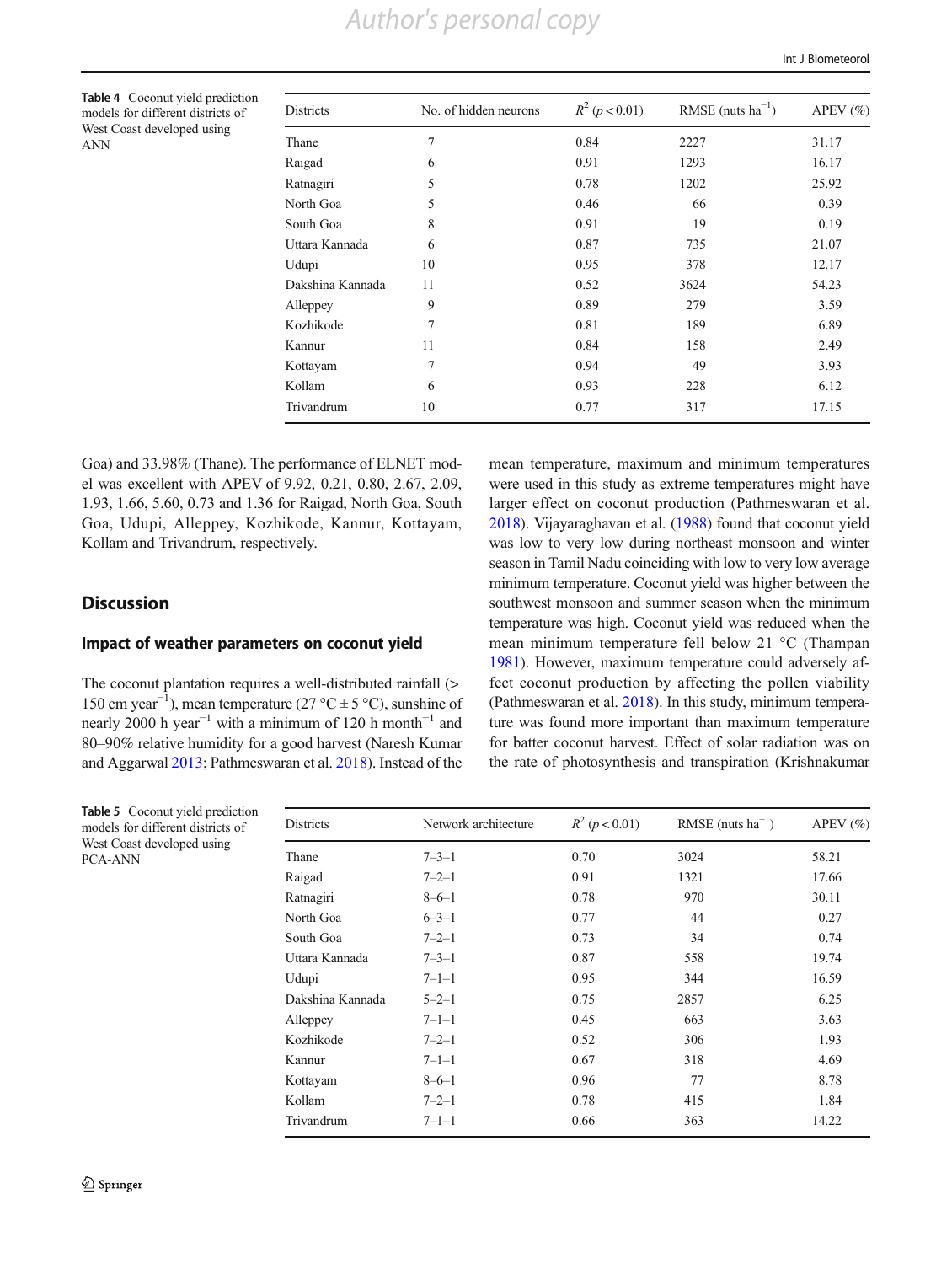Table 4 Coconut yield prediction models for different districts of West Coast developed using ANN

| Districts | No. of hidden neurons | $R^2$ ($p < 0.01$) | RMSE (nuts ha$^{-1}$) | APEV (%) |
|---|---|---|---|---|
| Thane | 7 | 0.84 | 2227 | 31.17 |
| Raigad | 6 | 0.91 | 1293 | 16.17 |
| Ratnagiri | 5 | 0.78 | 1202 | 25.92 |
| North Goa | 5 | 0.46 | 66 | 0.39 |
| South Goa | 8 | 0.91 | 19 | 0.19 |
| Uttara Kannada | 6 | 0.87 | 735 | 21.07 |
| Udupi | 10 | 0.95 | 378 | 12.17 |
| Dakshina Kannada | 11 | 0.52 | 3624 | 54.23 |
| Alleppey | 9 | 0.89 | 279 | 3.59 |
| Kozhikode | 7 | 0.81 | 189 | 6.89 |
| Kannur | 11 | 0.84 | 158 | 2.49 |
| Kottayam | 7 | 0.94 | 49 | 3.93 |
| Kollam | 6 | 0.93 | 228 | 6.12 |
| Trivandrum | 10 | 0.77 | 317 | 17.15 |

Goa) and 33.98% (Thane). The performance of ELNET model was excellent with APEV of 9.92, 0.21, 0.80, 2.67, 2.09, 1.93, 1.66, 5.60, 0.73 and 1.36 for Raigad, North Goa, South Goa, Udupi, Alleppey, Kozhikode, Kannur, Kottayam, Kollam and Trivandrum, respectively.

## Discussion

### Impact of weather parameters on coconut yield

The coconut plantation requires a well-distributed rainfall (> 150 cm year$^{-1}$), mean temperature (27 °C ± 5 °C), sunshine of nearly 2000 h year$^{-1}$ with a minimum of 120 h month$^{-1}$ and 80–90% relative humidity for a good harvest (Naresh Kumar and Aggarwal 2013; Pathmeswaran et al. 2018). Instead of the mean temperature, maximum and minimum temperatures were used in this study as extreme temperatures might have larger effect on coconut production (Pathmeswaran et al. 2018). Vijayaraghavan et al. (1988) found that coconut yield was low to very low during northeast monsoon and winter season in Tamil Nadu coinciding with low to very low average minimum temperature. Coconut yield was higher between the southwest monsoon and summer season when the minimum temperature was high. Coconut yield was reduced when the mean minimum temperature fell below 21 °C (Thampan 1981). However, maximum temperature could adversely affect coconut production by affecting the pollen viability (Pathmeswaran et al. 2018). In this study, minimum temperature was found more important than maximum temperature for batter coconut harvest. Effect of solar radiation was on the rate of photosynthesis and transpiration (Krishnakumar

Table 5 Coconut yield prediction models for different districts of West Coast developed using PCA-ANN

| Districts | Network architecture | $R^2$ ($p < 0.01$) | RMSE (nuts ha$^{-1}$) | APEV (%) |
|---|---|---|---|---|
| Thane | 7–3–1 | 0.70 | 3024 | 58.21 |
| Raigad | 7–2–1 | 0.91 | 1321 | 17.66 |
| Ratnagiri | 8–6–1 | 0.78 | 970 | 30.11 |
| North Goa | 6–3–1 | 0.77 | 44 | 0.27 |
| South Goa | 7–2–1 | 0.73 | 34 | 0.74 |
| Uttara Kannada | 7–3–1 | 0.87 | 558 | 19.74 |
| Udupi | 7–1–1 | 0.95 | 344 | 16.59 |
| Dakshina Kannada | 5–2–1 | 0.75 | 2857 | 6.25 |
| Alleppey | 7–1–1 | 0.45 | 663 | 3.63 |
| Kozhikode | 7–2–1 | 0.52 | 306 | 1.93 |
| Kannur | 7–1–1 | 0.67 | 318 | 4.69 |
| Kottayam | 8–6–1 | 0.96 | 77 | 8.78 |
| Kollam | 7–2–1 | 0.78 | 415 | 1.84 |
| Trivandrum | 7–1–1 | 0.66 | 363 | 14.22 |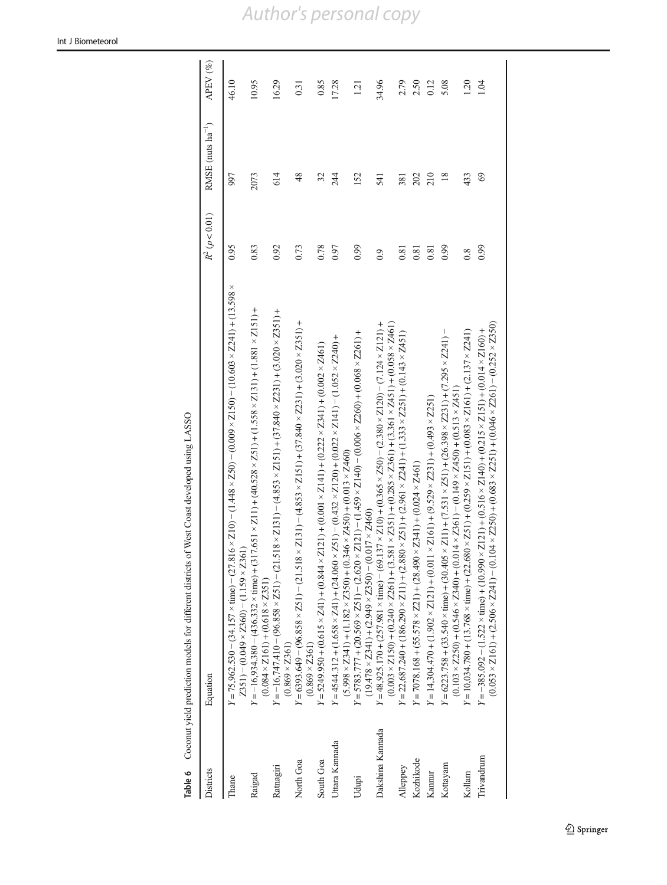**Table 6** Coconut yield prediction models for different districts of West Coast developed using LASSO

| Districts | Equation | $R^2$ ($p < 0.01$) | RMSE (nuts ha$^{-1}$) | APEV (%) |
|---|---|---|---|---|
| Thane | $Y = 75{,}962.530 - (34.157 \times \text{time}) - (27.816 \times Z10) - (1.448 \times Z50) - (0.009 \times Z150) - (10.603 \times Z241) + (13.598 \times Z351) - (0.049 \times Z360) - (1.159 \times Z361)$ | 0.95 | 997 | 46.10 |
| Raigad | $Y = -16{,}934.380 - (436.332 \times \text{time}) + (317.651 \times Z11) + (40.528 \times Z51) + (1.558 \times Z131) + (1.881 \times Z151) + (0.084 \times Z161) + (0.618 \times Z351)$ | 0.83 | 2073 | 10.95 |
| Ratnagiri | $Y = -16{,}747.410 - (96.858 \times Z51) - (21.518 \times Z131) - (4.853 \times Z151) + (37.840 \times Z231) + (3.020 \times Z351) + (0.869 \times Z361)$ | 0.92 | 614 | 16.29 |
| North Goa | $Y = 6393.649 - (96.858 \times Z51) - (21.518 \times Z131) - (4.853 \times Z151) + (37.840 \times Z231) + (3.020 \times Z351) + (0.869 \times Z361)$ | 0.73 | 48 | 0.31 |
| South Goa | $Y = 5249.950 + (0.615 \times Z41) + (0.844 \times Z121) + (0.001 \times Z141) + (0.222 \times Z341) + (0.002 \times Z461)$ | 0.78 | 32 | 0.85 |
| Uttara Kannada | $Y = 4544.312 + (1.658 \times Z41) + (24.060 \times Z51) - (0.432 \times Z120) + (0.022 \times Z141) - (1.052 \times Z240) + (5.998 \times Z341) + (1.182 \times Z350) + (0.346 \times Z450) + (0.013 \times Z460)$ | 0.97 | 244 | 17.28 |
| Udupi | $Y = 5783.777 + (20.569 \times Z51) - (2.620 \times Z121) - (1.459 \times Z140) - (0.006 \times Z260) + (0.068 \times Z261) + (19.478 \times Z341) + (2.949 \times Z350) - (0.017 \times Z460)$ | 0.99 | 152 | 1.21 |
| Dakshina Kannada | $Y = 48{,}925.170 + (257.981 \times \text{time}) - (69.137 \times Z10) + (0.365 \times Z50) - (2.380 \times Z120) - (7.124 \times Z121) + (0.003 \times Z150) + (0.240 \times Z261) + (3.581 \times Z351) + (0.285 \times Z361) + (3.361 \times Z451) + (0.058 \times Z461)$ | 0.9 | 541 | 34.96 |
| Alleppey | $Y = 22{,}687.240 + (186.290 \times Z11) + (2.880 \times Z51) + (2.961 \times Z241) + (1.333 \times Z251) + (0.143 \times Z451)$ | 0.81 | 381 | 2.79 |
| Kozhikode | $Y = 7078.168 + (55.578 \times Z21) + (28.490 \times Z341) + (0.024 \times Z461)$ | 0.81 | 202 | 2.50 |
| Kannur | $Y = 14{,}304.470 + (1.902 \times Z121) + (0.011 \times Z161) + (9.529 \times Z231) + (0.493 \times Z251)$ | 0.81 | 210 | 0.12 |
| Kottayam | $Y = 6223.758 + (33.540 \times \text{time}) + (30.405 \times Z11) + (7.531 \times Z51) + (26.398 \times Z231) + (7.295 \times Z241) - (0.103 \times Z250) + (0.546 \times Z340) + (0.014 \times Z361) - (0.149 \times Z450) + (0.513 \times Z451)$ | 0.99 | 18 | 5.08 |
| Kollam | $Y = 10{,}034.780 + (13.768 \times \text{time}) + (22.680 \times Z51) + (0.259 \times Z151) + (0.083 \times Z161) + (2.137 \times Z241)$ | 0.8 | 433 | 1.20 |
| Trivandrum | $Y = -385.092 - (1.522 \times \text{time}) + (10.990 \times Z121) + (0.516 \times Z140) + (0.215 \times Z151) + (0.014 \times Z160) + (0.053 \times Z161) + (2.506 \times Z241) - (0.104 \times Z250) + (0.683 \times Z251) + (0.046 \times Z261) - (0.252 \times Z350)$ | 0.99 | 69 | 1.04 |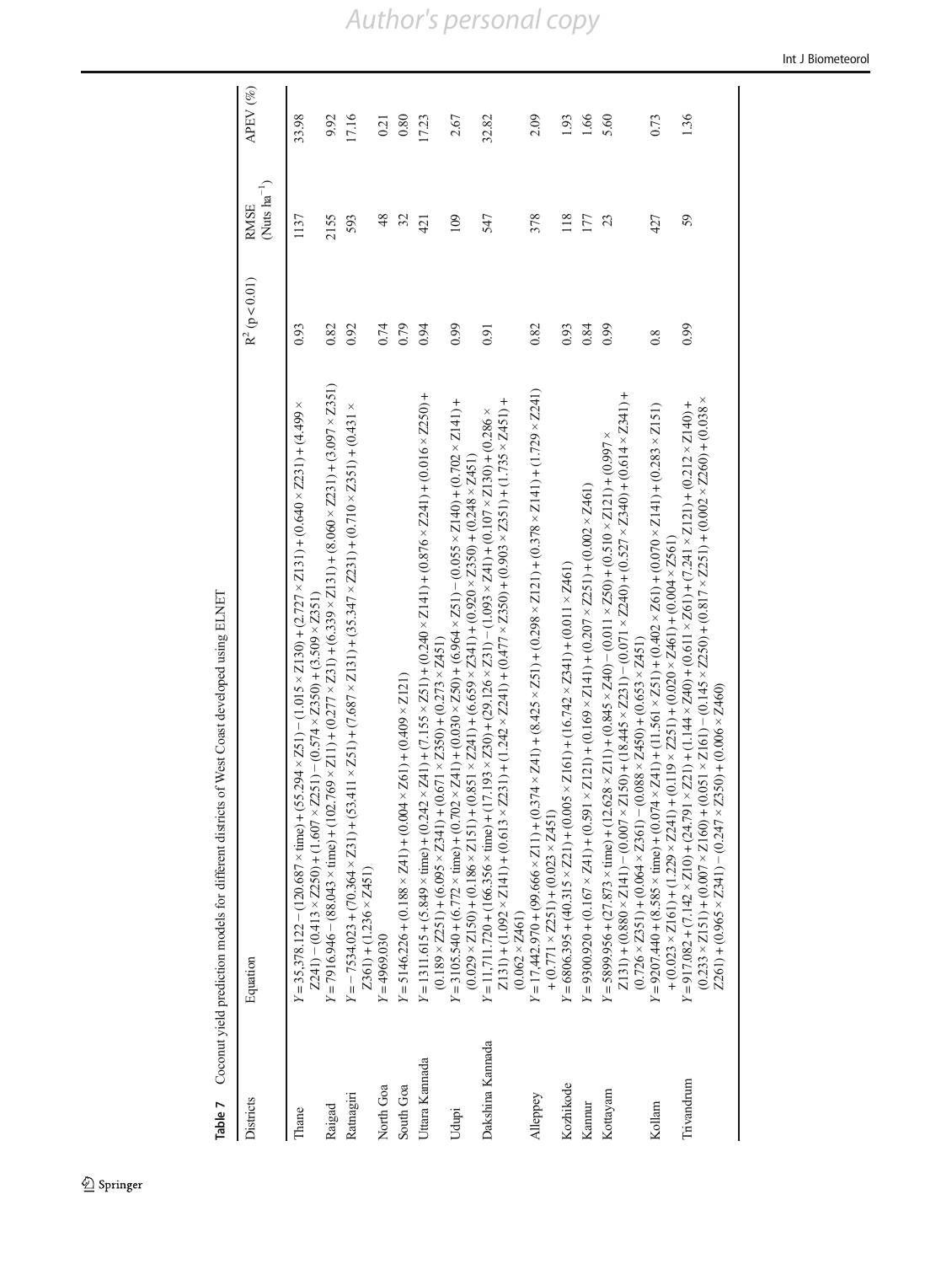**Table 7** Coconut yield prediction models for different districts of West Coast developed using ELNET

| Districts | Equation | $R^2$ ($p < 0.01$) | RMSE (Nuts $ha^{-1}$) | APEV (%) |
|---|---|---|---|---|
| Thane | $Y = 35,378.122 - (120.687 \times time) + (55.294 \times Z51) - (1.015 \times Z130) + (2.727 \times Z131) + (0.640 \times Z231) + (4.499 \times Z241) - (0.413 \times Z250) + (1.607 \times Z251) - (0.574 \times Z350) + (3.509 \times Z351)$ | 0.93 | 1137 | 33.98 |
| Raigad | $Y = 7916.946 - (88.043 \times time) + (102.769 \times Z11) + (0.277 \times Z31) + (6.339 \times Z131) + (8.060 \times Z231) + (3.097 \times Z351)$ | 0.82 | 2155 | 9.92 |
| Ratnagiri | $Y = -7534.023 + (70.364 \times Z31) + (53.411 \times Z51) + (7.687 \times Z131) + (35.347 \times Z231) + (0.710 \times Z351) + (0.431 \times Z361) + (1.236 \times Z451)$ | 0.92 | 593 | 17.16 |
| North Goa | $Y = 4969.030$ | 0.74 | 48 | 0.21 |
| South Goa | $Y = 5146.226 + (0.188 \times Z41) + (0.004 \times Z61) + (0.409 \times Z121)$ | 0.79 | 32 | 0.80 |
| Uttara Kannada | $Y = 1311.615 + (5.849 \times time) + (0.242 \times Z41) + (7.155 \times Z51) + (0.240 \times Z141) + (0.876 \times Z241) + (0.016 \times Z250) + (0.189 \times Z251) + (6.095 \times Z341) + (0.671 \times Z350) + (0.273 \times Z451)$ | 0.94 | 421 | 17.23 |
| Udupi | $Y = 3105.540 + (6.772 \times time) + (0.702 \times Z41) + (0.030 \times Z50) + (6.964 \times Z51) - (0.055 \times Z140) + (0.702 \times Z141) + (0.029 \times Z150) + (0.186 \times Z151) + (0.851 \times Z241) + (6.659 \times Z341) + (0.920 \times Z350) + (0.248 \times Z451)$ | 0.99 | 109 | 2.67 |
| Dakshina Kannada | $Y = 11,711.720 + (166.356 \times time) + (17.193 \times Z30) + (29.126 \times Z31) - (1.093 \times Z41) + (0.107 \times Z130) + (0.286 \times Z131) + (1.092 \times Z141) + (0.613 \times Z231) + (1.242 \times Z241) + (0.477 \times Z350) + (0.903 \times Z351) + (1.735 \times Z451) + (0.062 \times Z461)$ | 0.91 | 547 | 32.82 |
| Alleppey | $Y = 17,442.970 + (99.666 \times Z11) + (0.374 \times Z41) + (8.425 \times Z51) + (0.298 \times Z121) + (0.378 \times Z141) + (1.729 \times Z241) + (0.771 \times Z251) + (0.023 \times Z451)$ | 0.82 | 378 | 2.09 |
| Kozhikode | $Y = 6806.395 + (40.315 \times Z21) + (0.005 \times Z161) + (16.742 \times Z341) + (0.011 \times Z461)$ | 0.93 | 118 | 1.93 |
| Kannur | $Y = 9300.920 + (0.167 \times Z41) + (0.591 \times Z121) + (0.169 \times Z141) + (0.207 \times Z251) + (0.002 \times Z461)$ | 0.84 | 177 | 1.66 |
| Kottayam | $Y = 5899.956 + (27.873 \times time) + (12.628 \times Z11) + (0.845 \times Z40) - (0.011 \times Z50) + (0.510 \times Z121) + (0.997 \times Z131) + (0.880 \times Z141) - (0.007 \times Z150) + (18.445 \times Z231) - (0.071 \times Z240) + (0.527 \times Z340) + (0.614 \times Z341) + (0.726 \times Z351) + (0.064 \times Z361) - (0.088 \times Z450) + (0.653 \times Z451)$ | 0.99 | 23 | 5.60 |
| Kollam | $Y = 9207.440 + (8.585 \times time) + (0.074 \times Z41) + (11.561 \times Z51) + (0.402 \times Z61) + (0.070 \times Z141) + (0.283 \times Z151) + (0.023 \times Z161) + (1.229 \times Z241) + (0.119 \times Z251) + (0.020 \times Z461) + (0.004 \times Z561)$ | 0.8 | 427 | 0.73 |
| Trivandrum | $Y = 917.082 + (7.142 \times Z10) + (24.791 \times Z21) + (1.144 \times Z40) + (0.611 \times Z61) + (7.241 \times Z121) + (0.212 \times Z140) + (0.233 \times Z151) + (0.007 \times Z160) + (0.051 \times Z161) - (0.145 \times Z250) + (0.817 \times Z251) + (0.002 \times Z260) + (0.038 \times Z261) + (0.965 \times Z341) - (0.247 \times Z350) + (0.006 \times Z460)$ | 0.99 | 59 | 1.36 |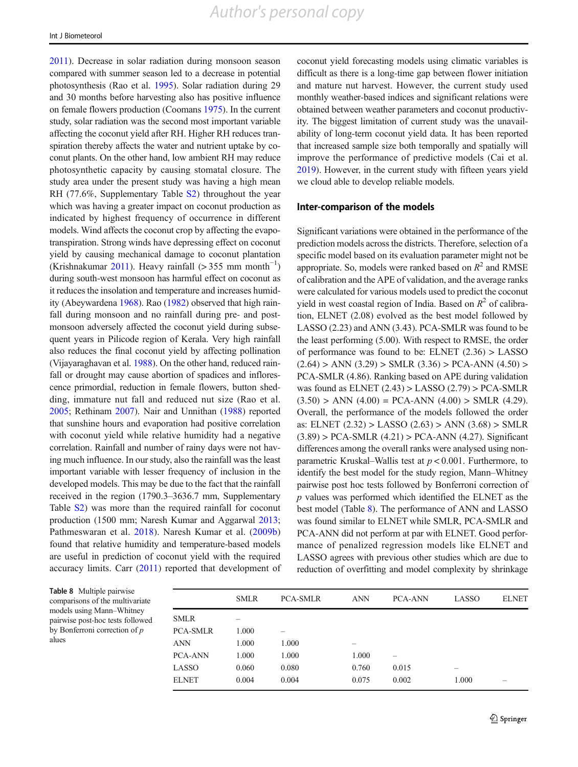2011). Decrease in solar radiation during monsoon season compared with summer season led to a decrease in potential photosynthesis (Rao et al. 1995). Solar radiation during 29 and 30 months before harvesting also has positive influence on female flowers production (Coomans 1975). In the current study, solar radiation was the second most important variable affecting the coconut yield after RH. Higher RH reduces transpiration thereby affects the water and nutrient uptake by coconut plants. On the other hand, low ambient RH may reduce photosynthetic capacity by causing stomatal closure. The study area under the present study was having a high mean RH (77.6%, Supplementary Table S2) throughout the year which was having a greater impact on coconut production as indicated by highest frequency of occurrence in different models. Wind affects the coconut crop by affecting the evapotranspiration. Strong winds have depressing effect on coconut yield by causing mechanical damage to coconut plantation (Krishnakumar 2011). Heavy rainfall (> 355 mm month$^{-1}$) during south-west monsoon has harmful effect on coconut as it reduces the insolation and temperature and increases humidity (Abeywardena 1968). Rao (1982) observed that high rainfall during monsoon and no rainfall during pre- and post-monsoon adversely affected the coconut yield during subsequent years in Pilicode region of Kerala. Very high rainfall also reduces the final coconut yield by affecting pollination (Vijayaraghavan et al. 1988). On the other hand, reduced rainfall or drought may cause abortion of spadices and inflorescence primordial, reduction in female flowers, button shedding, immature nut fall and reduced nut size (Rao et al. 2005; Rethinam 2007). Nair and Unnithan (1988) reported that sunshine hours and evaporation had positive correlation with coconut yield while relative humidity had a negative correlation. Rainfall and number of rainy days were not having much influence. In our study, also the rainfall was the least important variable with lesser frequency of inclusion in the developed models. This may be due to the fact that the rainfall received in the region (1790.3–3636.7 mm, Supplementary Table S2) was more than the required rainfall for coconut production (1500 mm; Naresh Kumar and Aggarwal 2013; Pathmeswaran et al. 2018). Naresh Kumar et al. (2009b) found that relative humidity and temperature-based models are useful in prediction of coconut yield with the required accuracy limits. Carr (2011) reported that development of coconut yield forecasting models using climatic variables is difficult as there is a long-time gap between flower initiation and mature nut harvest. However, the current study used monthly weather-based indices and significant relations were obtained between weather parameters and coconut productivity. The biggest limitation of current study was the unavailability of long-term coconut yield data. It has been reported that increased sample size both temporally and spatially will improve the performance of predictive models (Cai et al. 2019). However, in the current study with fifteen years yield we cloud able to develop reliable models.

## Inter-comparison of the models

Significant variations were obtained in the performance of the prediction models across the districts. Therefore, selection of a specific model based on its evaluation parameter might not be appropriate. So, models were ranked based on $R^2$ and RMSE of calibration and the APE of validation, and the average ranks were calculated for various models used to predict the coconut yield in west coastal region of India. Based on $R^2$ of calibration, ELNET (2.08) evolved as the best model followed by LASSO (2.23) and ANN (3.43). PCA-SMLR was found to be the least performing (5.00). With respect to RMSE, the order of performance was found to be: ELNET (2.36) > LASSO (2.64) > ANN (3.29) > SMLR (3.36) > PCA-ANN (4.50) > PCA-SMLR (4.86). Ranking based on APE during validation was found as ELNET (2.43) > LASSO (2.79) > PCA-SMLR (3.50) > ANN (4.00) = PCA-ANN (4.00) > SMLR (4.29). Overall, the performance of the models followed the order as: ELNET (2.32) > LASSO (2.63) > ANN (3.68) > SMLR (3.89) > PCA-SMLR (4.21) > PCA-ANN (4.27). Significant differences among the overall ranks were analysed using non-parametric Kruskal–Wallis test at $p < 0.001$. Furthermore, to identify the best model for the study region, Mann–Whitney pairwise post hoc tests followed by Bonferroni correction of $p$ values was performed which identified the ELNET as the best model (Table 8). The performance of ANN and LASSO was found similar to ELNET while SMLR, PCA-SMLR and PCA-ANN did not perform at par with ELNET. Good performance of penalized regression models like ELNET and LASSO agrees with previous other studies which are due to reduction of overfitting and model complexity by shrinkage

**Table 8** Multiple pairwise comparisons of the multivariate models using Mann–Whitney pairwise post-hoc tests followed by Bonferroni correction of $p$ alues

| | SMLR | PCA-SMLR | ANN | PCA-ANN | LASSO | ELNET |
|---|---|---|---|---|---|---|
| SMLR | – | | | | | |
| PCA-SMLR | 1.000 | – | | | | |
| ANN | 1.000 | 1.000 | – | | | |
| PCA-ANN | 1.000 | 1.000 | 1.000 | – | | |
| LASSO | 0.060 | 0.080 | 0.760 | 0.015 | – | |
| ELNET | 0.004 | 0.004 | 0.075 | 0.002 | 1.000 | – |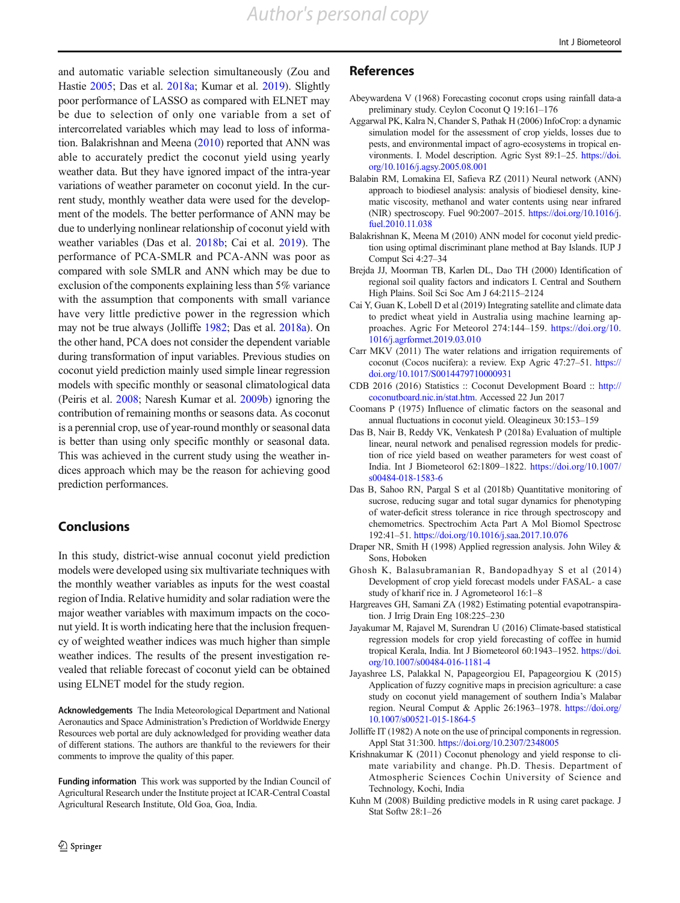and automatic variable selection simultaneously (Zou and Hastie 2005; Das et al. 2018a; Kumar et al. 2019). Slightly poor performance of LASSO as compared with ELNET may be due to selection of only one variable from a set of intercorrelated variables which may lead to loss of information. Balakrishnan and Meena (2010) reported that ANN was able to accurately predict the coconut yield using yearly weather data. But they have ignored impact of the intra-year variations of weather parameter on coconut yield. In the current study, monthly weather data were used for the development of the models. The better performance of ANN may be due to underlying nonlinear relationship of coconut yield with weather variables (Das et al. 2018b; Cai et al. 2019). The performance of PCA-SMLR and PCA-ANN was poor as compared with sole SMLR and ANN which may be due to exclusion of the components explaining less than 5% variance with the assumption that components with small variance have very little predictive power in the regression which may not be true always (Jolliffe 1982; Das et al. 2018a). On the other hand, PCA does not consider the dependent variable during transformation of input variables. Previous studies on coconut yield prediction mainly used simple linear regression models with specific monthly or seasonal climatological data (Peiris et al. 2008; Naresh Kumar et al. 2009b) ignoring the contribution of remaining months or seasons data. As coconut is a perennial crop, use of year-round monthly or seasonal data is better than using only specific monthly or seasonal data. This was achieved in the current study using the weather indices approach which may be the reason for achieving good prediction performances.

## Conclusions

In this study, district-wise annual coconut yield prediction models were developed using six multivariate techniques with the monthly weather variables as inputs for the west coastal region of India. Relative humidity and solar radiation were the major weather variables with maximum impacts on the coconut yield. It is worth indicating here that the inclusion frequency of weighted weather indices was much higher than simple weather indices. The results of the present investigation revealed that reliable forecast of coconut yield can be obtained using ELNET model for the study region.

**Acknowledgements** The India Meteorological Department and National Aeronautics and Space Administration's Prediction of Worldwide Energy Resources web portal are duly acknowledged for providing weather data of different stations. The authors are thankful to the reviewers for their comments to improve the quality of this paper.

**Funding information** This work was supported by the Indian Council of Agricultural Research under the Institute project at ICAR-Central Coastal Agricultural Research Institute, Old Goa, Goa, India.

## References

Abeywardena V (1968) Forecasting coconut crops using rainfall data-a preliminary study. Ceylon Coconut Q 19:161–176

Aggarwal PK, Kalra N, Chander S, Pathak H (2006) InfoCrop: a dynamic simulation model for the assessment of crop yields, losses due to pests, and environmental impact of agro-ecosystems in tropical environments. I. Model description. Agric Syst 89:1–25. https://doi.org/10.1016/j.agsy.2005.08.001

Balabin RM, Lomakina EI, Safieva RZ (2011) Neural network (ANN) approach to biodiesel analysis: analysis of biodiesel density, kinematic viscosity, methanol and water contents using near infrared (NIR) spectroscopy. Fuel 90:2007–2015. https://doi.org/10.1016/j.fuel.2010.11.038

Balakrishnan K, Meena M (2010) ANN model for coconut yield prediction using optimal discriminant plane method at Bay Islands. IUP J Comput Sci 4:27–34

Brejda JJ, Moorman TB, Karlen DL, Dao TH (2000) Identification of regional soil quality factors and indicators I. Central and Southern High Plains. Soil Sci Soc Am J 64:2115–2124

Cai Y, Guan K, Lobell D et al (2019) Integrating satellite and climate data to predict wheat yield in Australia using machine learning approaches. Agric For Meteorol 274:144–159. https://doi.org/10.1016/j.agrformet.2019.03.010

Carr MKV (2011) The water relations and irrigation requirements of coconut (Cocos nucifera): a review. Exp Agric 47:27–51. https://doi.org/10.1017/S0014479710000931

CDB 2016 (2016) Statistics :: Coconut Development Board :: http://coconutboard.nic.in/stat.htm. Accessed 22 Jun 2017

Coomans P (1975) Influence of climatic factors on the seasonal and annual fluctuations in coconut yield. Oleagineux 30:153–159

Das B, Nair B, Reddy VK, Venkatesh P (2018a) Evaluation of multiple linear, neural network and penalised regression models for prediction of rice yield based on weather parameters for west coast of India. Int J Biometeorol 62:1809–1822. https://doi.org/10.1007/s00484-018-1583-6

Das B, Sahoo RN, Pargal S et al (2018b) Quantitative monitoring of sucrose, reducing sugar and total sugar dynamics for phenotyping of water-deficit stress tolerance in rice through spectroscopy and chemometrics. Spectrochim Acta Part A Mol Biomol Spectrosc 192:41–51. https://doi.org/10.1016/j.saa.2017.10.076

Draper NR, Smith H (1998) Applied regression analysis. John Wiley & Sons, Hoboken

Ghosh K, Balasubramanian R, Bandopadhyay S et al (2014) Development of crop yield forecast models under FASAL- a case study of kharif rice in. J Agrometeorol 16:1–8

Hargreaves GH, Samani ZA (1982) Estimating potential evapotranspiration. J Irrig Drain Eng 108:225–230

Jayakumar M, Rajavel M, Surendran U (2016) Climate-based statistical regression models for crop yield forecasting of coffee in humid tropical Kerala, India. Int J Biometeorol 60:1943–1952. https://doi.org/10.1007/s00484-016-1181-4

Jayashree LS, Palakkal N, Papageorgiou EI, Papageorgiou K (2015) Application of fuzzy cognitive maps in precision agriculture: a case study on coconut yield management of southern India's Malabar region. Neural Comput & Applic 26:1963–1978. https://doi.org/10.1007/s00521-015-1864-5

Jolliffe IT (1982) A note on the use of principal components in regression. Appl Stat 31:300. https://doi.org/10.2307/2348005

Krishnakumar K (2011) Coconut phenology and yield response to climate variability and change. Ph.D. Thesis. Department of Atmospheric Sciences Cochin University of Science and Technology, Kochi, India

Kuhn M (2008) Building predictive models in R using caret package. J Stat Softw 28:1–26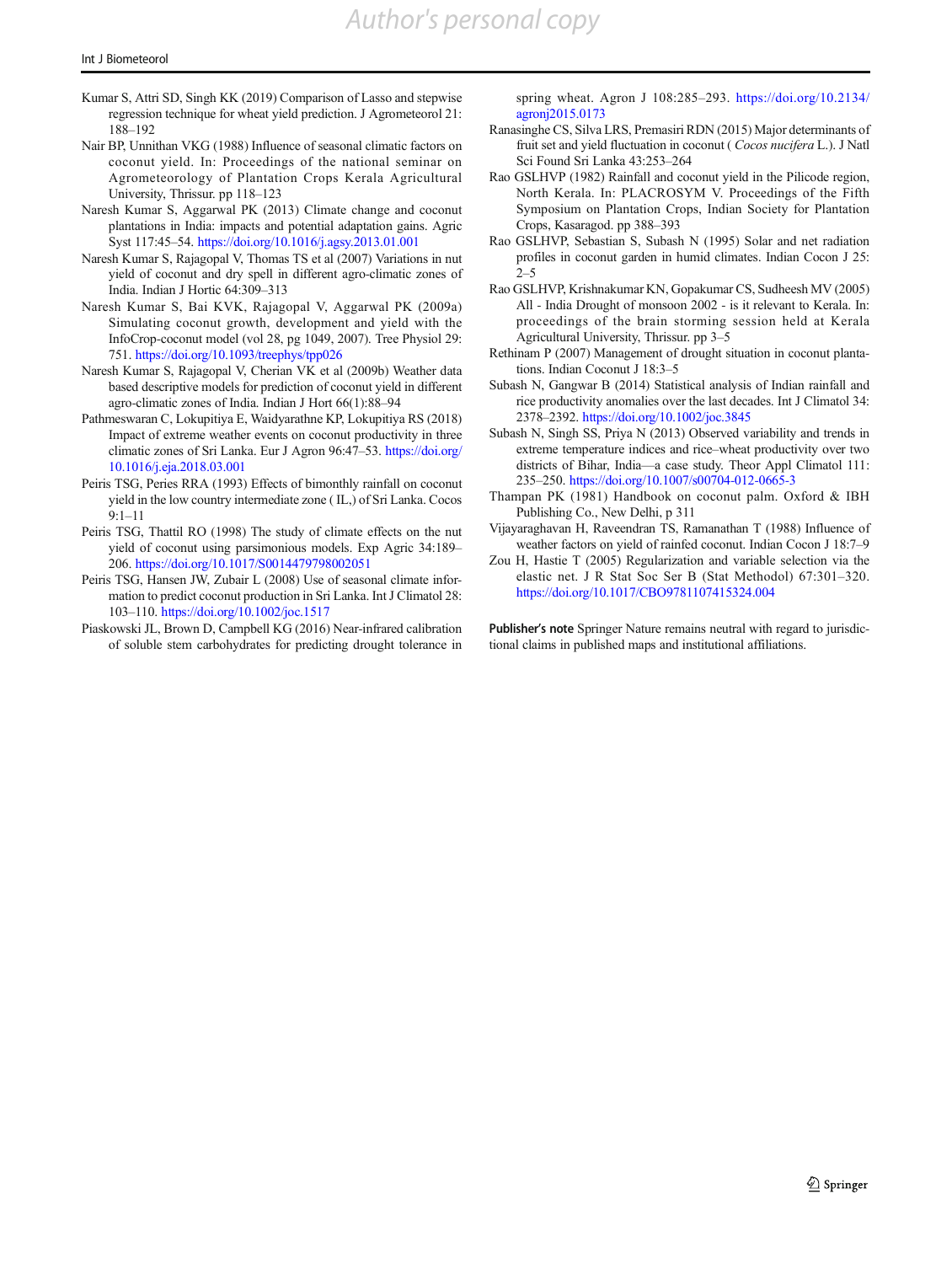Kumar S, Attri SD, Singh KK (2019) Comparison of Lasso and stepwise regression technique for wheat yield prediction. J Agrometeorol 21: 188–192

Nair BP, Unnithan VKG (1988) Influence of seasonal climatic factors on coconut yield. In: Proceedings of the national seminar on Agrometeorology of Plantation Crops Kerala Agricultural University, Thrissur. pp 118–123

Naresh Kumar S, Aggarwal PK (2013) Climate change and coconut plantations in India: impacts and potential adaptation gains. Agric Syst 117:45–54. https://doi.org/10.1016/j.agsy.2013.01.001

Naresh Kumar S, Rajagopal V, Thomas TS et al (2007) Variations in nut yield of coconut and dry spell in different agro-climatic zones of India. Indian J Hortic 64:309–313

Naresh Kumar S, Bai KVK, Rajagopal V, Aggarwal PK (2009a) Simulating coconut growth, development and yield with the InfoCrop-coconut model (vol 28, pg 1049, 2007). Tree Physiol 29: 751. https://doi.org/10.1093/treephys/tpp026

Naresh Kumar S, Rajagopal V, Cherian VK et al (2009b) Weather data based descriptive models for prediction of coconut yield in different agro-climatic zones of India. Indian J Hort 66(1):88–94

Pathmeswaran C, Lokupitiya E, Waidyarathne KP, Lokupitiya RS (2018) Impact of extreme weather events on coconut productivity in three climatic zones of Sri Lanka. Eur J Agron 96:47–53. https://doi.org/10.1016/j.eja.2018.03.001

Peiris TSG, Peries RRA (1993) Effects of bimonthly rainfall on coconut yield in the low country intermediate zone ( IL,) of Sri Lanka. Cocos 9:1–11

Peiris TSG, Thattil RO (1998) The study of climate effects on the nut yield of coconut using parsimonious models. Exp Agric 34:189–206. https://doi.org/10.1017/S0014479798002051

Peiris TSG, Hansen JW, Zubair L (2008) Use of seasonal climate information to predict coconut production in Sri Lanka. Int J Climatol 28: 103–110. https://doi.org/10.1002/joc.1517

Piaskowski JL, Brown D, Campbell KG (2016) Near-infrared calibration of soluble stem carbohydrates for predicting drought tolerance in spring wheat. Agron J 108:285–293. https://doi.org/10.2134/agronj2015.0173

Ranasinghe CS, Silva LRS, Premasiri RDN (2015) Major determinants of fruit set and yield fluctuation in coconut ( *Cocos nucifera* L.). J Natl Sci Found Sri Lanka 43:253–264

Rao GSLHVP (1982) Rainfall and coconut yield in the Pilicode region, North Kerala. In: PLACROSYM V. Proceedings of the Fifth Symposium on Plantation Crops, Indian Society for Plantation Crops, Kasaragod. pp 388–393

Rao GSLHVP, Sebastian S, Subash N (1995) Solar and net radiation profiles in coconut garden in humid climates. Indian Cocon J 25: 2–5

Rao GSLHVP, Krishnakumar KN, Gopakumar CS, Sudheesh MV (2005) All - India Drought of monsoon 2002 - is it relevant to Kerala. In: proceedings of the brain storming session held at Kerala Agricultural University, Thrissur. pp 3–5

Rethinam P (2007) Management of drought situation in coconut plantations. Indian Coconut J 18:3–5

Subash N, Gangwar B (2014) Statistical analysis of Indian rainfall and rice productivity anomalies over the last decades. Int J Climatol 34: 2378–2392. https://doi.org/10.1002/joc.3845

Subash N, Singh SS, Priya N (2013) Observed variability and trends in extreme temperature indices and rice–wheat productivity over two districts of Bihar, India—a case study. Theor Appl Climatol 111: 235–250. https://doi.org/10.1007/s00704-012-0665-3

Thampan PK (1981) Handbook on coconut palm. Oxford & IBH Publishing Co., New Delhi, p 311

Vijayaraghavan H, Raveendran TS, Ramanathan T (1988) Influence of weather factors on yield of rainfed coconut. Indian Cocon J 18:7–9

Zou H, Hastie T (2005) Regularization and variable selection via the elastic net. J R Stat Soc Ser B (Stat Methodol) 67:301–320. https://doi.org/10.1017/CBO9781107415324.004

**Publisher's note** Springer Nature remains neutral with regard to jurisdictional claims in published maps and institutional affiliations.